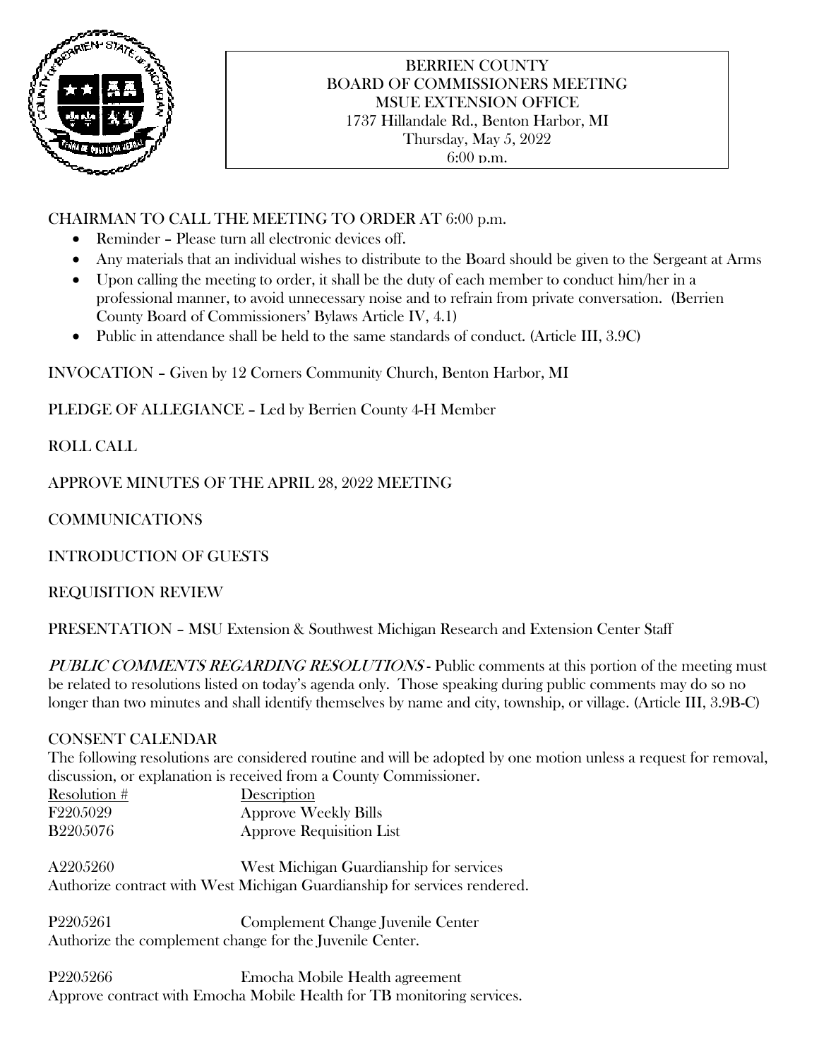# BERRIEN COUNTY
## BOARD OF COMMISSIONERS MEETING
### MSUE EXTENSION OFFICE

1737 Hillandale Rd., Benton Harbor, MI
Thursday, May 5, 2022
6:00 p.m.

CHAIRMAN TO CALL THE MEETING TO ORDER AT 6:00 p.m.

- Reminder – Please turn all electronic devices off.
- Any materials that an individual wishes to distribute to the Board should be given to the Sergeant at Arms
- Upon calling the meeting to order, it shall be the duty of each member to conduct him/her in a professional manner, to avoid unnecessary noise and to refrain from private conversation. (Berrien County Board of Commissioners' Bylaws Article IV, 4.1)
- Public in attendance shall be held to the same standards of conduct. (Article III, 3.9C)

INVOCATION – Given by 12 Corners Community Church, Benton Harbor, MI

PLEDGE OF ALLEGIANCE – Led by Berrien County 4-H Member

ROLL CALL

APPROVE MINUTES OF THE APRIL 28, 2022 MEETING

COMMUNICATIONS

INTRODUCTION OF GUESTS

REQUISITION REVIEW

PRESENTATION – MSU Extension & Southwest Michigan Research and Extension Center Staff

*PUBLIC COMMENTS REGARDING RESOLUTIONS* - Public comments at this portion of the meeting must be related to resolutions listed on today's agenda only. Those speaking during public comments may do so no longer than two minutes and shall identify themselves by name and city, township, or village. (Article III, 3.9B-C)

CONSENT CALENDAR

The following resolutions are considered routine and will be adopted by one motion unless a request for removal, discussion, or explanation is received from a County Commissioner.

| Resolution # | Description |
|---|---|
| F2205029 | Approve Weekly Bills |
| B2205076 | Approve Requisition List |

A2205260 West Michigan Guardianship for services
Authorize contract with West Michigan Guardianship for services rendered.

P2205261 Complement Change Juvenile Center
Authorize the complement change for the Juvenile Center.

P2205266 Emocha Mobile Health agreement
Approve contract with Emocha Mobile Health for TB monitoring services.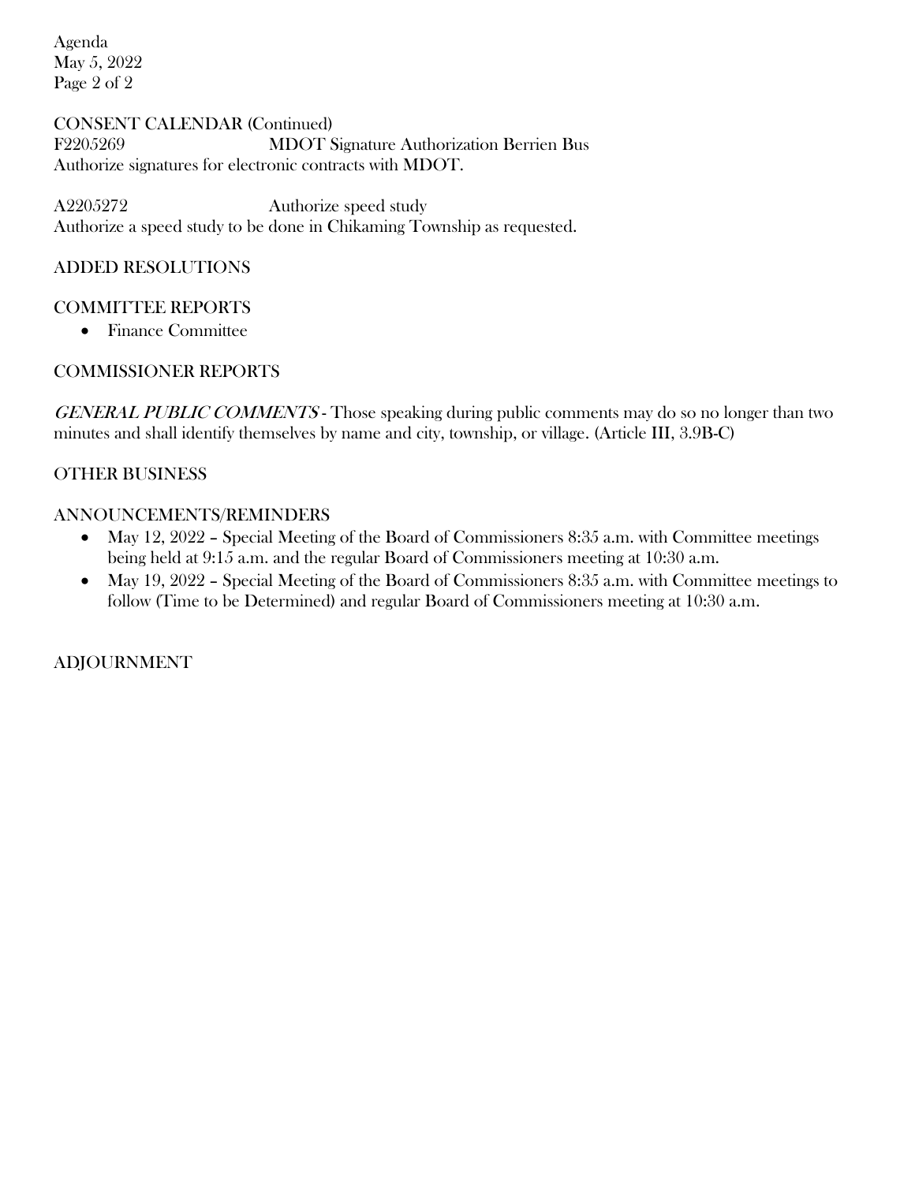CONSENT CALENDAR (Continued)

F2205269 MDOT Signature Authorization Berrien Bus

Authorize signatures for electronic contracts with MDOT.

A2205272 Authorize speed study

Authorize a speed study to be done in Chikaming Township as requested.

ADDED RESOLUTIONS

COMMITTEE REPORTS

- Finance Committee

COMMISSIONER REPORTS

*GENERAL PUBLIC COMMENTS* - Those speaking during public comments may do so no longer than two minutes and shall identify themselves by name and city, township, or village. (Article III, 3.9B-C)

OTHER BUSINESS

ANNOUNCEMENTS/REMINDERS

- May 12, 2022 – Special Meeting of the Board of Commissioners 8:35 a.m. with Committee meetings being held at 9:15 a.m. and the regular Board of Commissioners meeting at 10:30 a.m.
- May 19, 2022 – Special Meeting of the Board of Commissioners 8:35 a.m. with Committee meetings to follow (Time to be Determined) and regular Board of Commissioners meeting at 10:30 a.m.

ADJOURNMENT